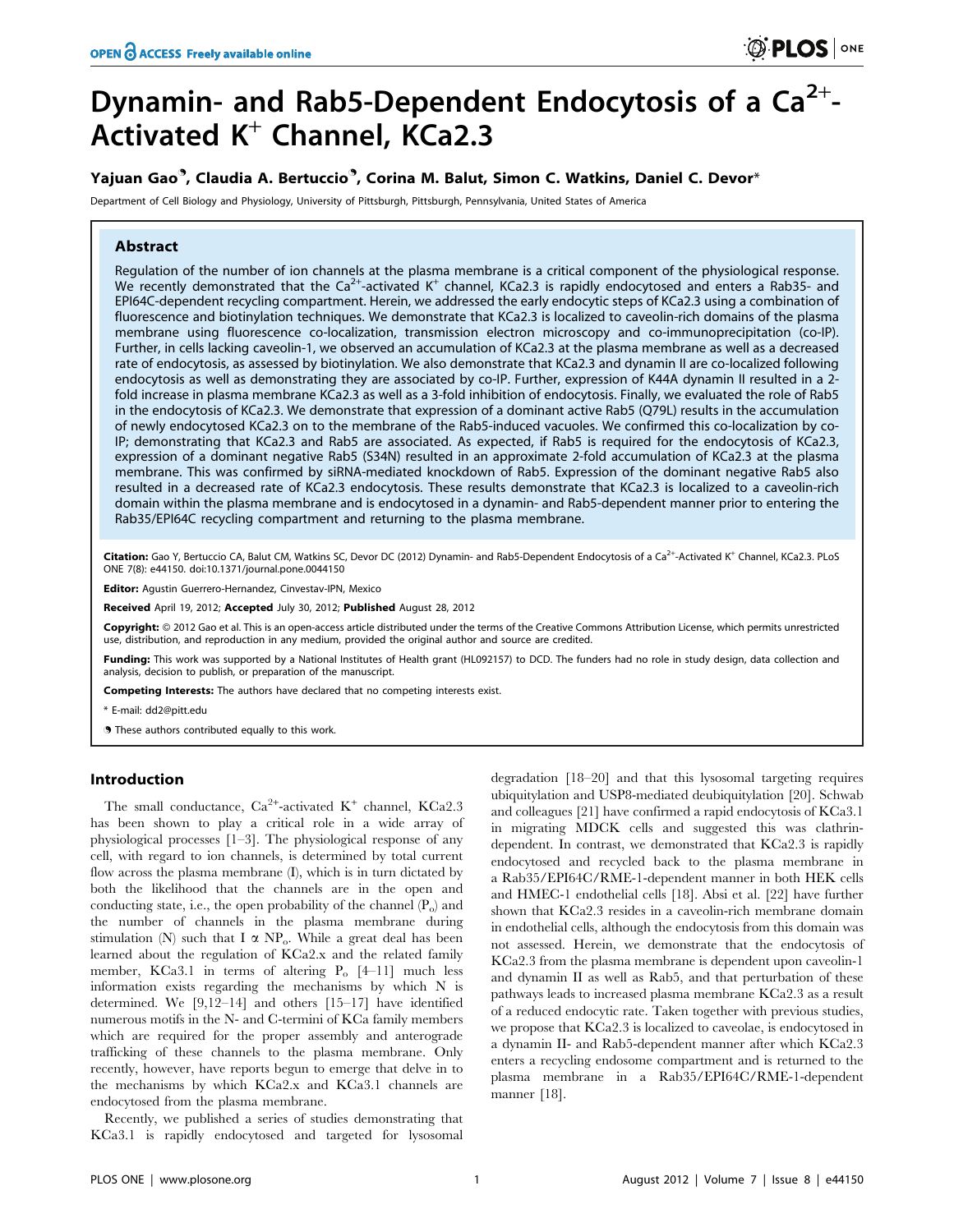# Dynamin- and Rab5-Dependent Endocytosis of a $Ca^{2+}$-Activated $K^+$ Channel, KCa2.3

**Yajuan Gao[¶], Claudia A. Bertuccio[¶], Corina M. Balut, Simon C. Watkins, Daniel C. Devor***

Department of Cell Biology and Physiology, University of Pittsburgh, Pittsburgh, Pennsylvania, United States of America

## Abstract

Regulation of the number of ion channels at the plasma membrane is a critical component of the physiological response. We recently demonstrated that the $Ca^{2+}$-activated $K^+$ channel, KCa2.3 is rapidly endocytosed and enters a Rab35- and EPI64C-dependent recycling compartment. Herein, we addressed the early endocytic steps of KCa2.3 using a combination of fluorescence and biotinylation techniques. We demonstrate that KCa2.3 is localized to caveolin-rich domains of the plasma membrane using fluorescence co-localization, transmission electron microscopy and co-immunoprecipitation (co-IP). Further, in cells lacking caveolin-1, we observed an accumulation of KCa2.3 at the plasma membrane as well as a decreased rate of endocytosis, as assessed by biotinylation. We also demonstrate that KCa2.3 and dynamin II are co-localized following endocytosis as well as demonstrating they are associated by co-IP. Further, expression of K44A dynamin II resulted in a 2-fold increase in plasma membrane KCa2.3 as well as a 3-fold inhibition of endocytosis. Finally, we evaluated the role of Rab5 in the endocytosis of KCa2.3. We demonstrate that expression of a dominant active Rab5 (Q79L) results in the accumulation of newly endocytosed KCa2.3 on to the membrane of the Rab5-induced vacuoles. We confirmed this co-localization by co-IP; demonstrating that KCa2.3 and Rab5 are associated. As expected, if Rab5 is required for the endocytosis of KCa2.3, expression of a dominant negative Rab5 (S34N) resulted in an approximate 2-fold accumulation of KCa2.3 at the plasma membrane. This was confirmed by siRNA-mediated knockdown of Rab5. Expression of the dominant negative Rab5 also resulted in a decreased rate of KCa2.3 endocytosis. These results demonstrate that KCa2.3 is localized to a caveolin-rich domain within the plasma membrane and is endocytosed in a dynamin- and Rab5-dependent manner prior to entering the Rab35/EPI64C recycling compartment and returning to the plasma membrane.

**Citation:** Gao Y, Bertuccio CA, Balut CM, Watkins SC, Devor DC (2012) Dynamin- and Rab5-Dependent Endocytosis of a $Ca^{2+}$-Activated $K^+$ Channel, KCa2.3. PLoS ONE 7(8): e44150. doi:10.1371/journal.pone.0044150

**Editor:** Agustin Guerrero-Hernandez, Cinvestav-IPN, Mexico

**Received** April 19, 2012; **Accepted** July 30, 2012; **Published** August 28, 2012

**Copyright:** © 2012 Gao et al. This is an open-access article distributed under the terms of the Creative Commons Attribution License, which permits unrestricted use, distribution, and reproduction in any medium, provided the original author and source are credited.

**Funding:** This work was supported by a National Institutes of Health grant (HL092157) to DCD. The funders had no role in study design, data collection and analysis, decision to publish, or preparation of the manuscript.

**Competing Interests:** The authors have declared that no competing interests exist.

\* E-mail: dd2@pitt.edu

¶ These authors contributed equally to this work.

## Introduction

The small conductance, $Ca^{2+}$-activated $K^+$ channel, KCa2.3 has been shown to play a critical role in a wide array of physiological processes [1–3]. The physiological response of any cell, with regard to ion channels, is determined by total current flow across the plasma membrane (I), which is in turn dictated by both the likelihood that the channels are in the open and conducting state, i.e., the open probability of the channel ($P_o$) and the number of channels in the plasma membrane during stimulation (N) such that $I \propto NP_o$. While a great deal has been learned about the regulation of KCa2.x and the related family member, KCa3.1 in terms of altering $P_o$ [4–11] much less information exists regarding the mechanisms by which N is determined. We [9,12–14] and others [15–17] have identified numerous motifs in the N- and C-termini of KCa family members which are required for the proper assembly and anterograde trafficking of these channels to the plasma membrane. Only recently, however, have reports begun to emerge that delve in to the mechanisms by which KCa2.x and KCa3.1 channels are endocytosed from the plasma membrane.

Recently, we published a series of studies demonstrating that KCa3.1 is rapidly endocytosed and targeted for lysosomal degradation [18–20] and that this lysosomal targeting requires ubiquitylation and USP8-mediated deubiquitylation [20]. Schwab and colleagues [21] have confirmed a rapid endocytosis of KCa3.1 in migrating MDCK cells and suggested this was clathrin-dependent. In contrast, we demonstrated that KCa2.3 is rapidly endocytosed and recycled back to the plasma membrane in a Rab35/EPI64C/RME-1-dependent manner in both HEK cells and HMEC-1 endothelial cells [18]. Absi et al. [22] have further shown that KCa2.3 resides in a caveolin-rich membrane domain in endothelial cells, although the endocytosis from this domain was not assessed. Herein, we demonstrate that the endocytosis of KCa2.3 from the plasma membrane is dependent upon caveolin-1 and dynamin II as well as Rab5, and that perturbation of these pathways leads to increased plasma membrane KCa2.3 as a result of a reduced endocytic rate. Taken together with previous studies, we propose that KCa2.3 is localized to caveolae, is endocytosed in a dynamin II- and Rab5-dependent manner after which KCa2.3 enters a recycling endosome compartment and is returned to the plasma membrane in a Rab35/EPI64C/RME-1-dependent manner [18].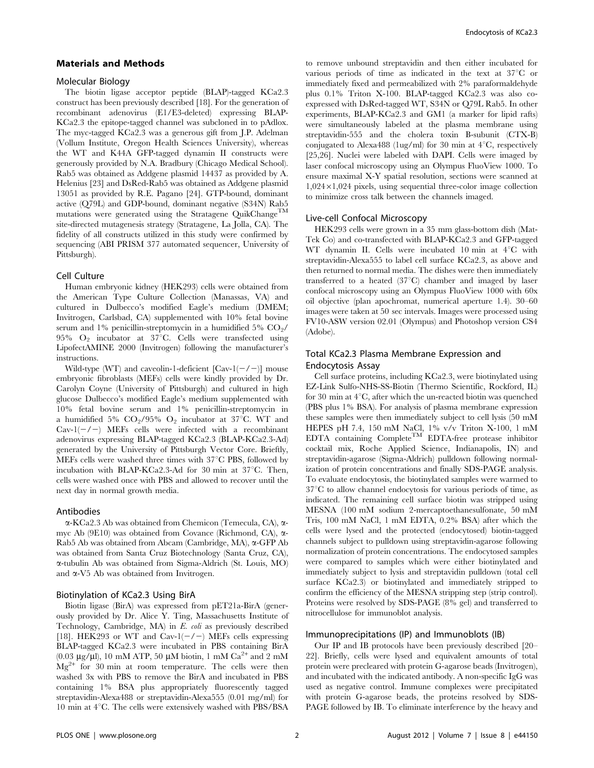## Materials and Methods

### Molecular Biology

The biotin ligase acceptor peptide (BLAP)-tagged KCa2.3 construct has been previously described [18]. For the generation of recombinant adenovirus (E1/E3-deleted) expressing BLAP-KCa2.3 the epitope-tagged channel was subcloned in to pAdlox. The myc-tagged KCa2.3 was a generous gift from J.P. Adelman (Vollum Institute, Oregon Health Sciences University), whereas the WT and K44A GFP-tagged dynamin II constructs were generously provided by N.A. Bradbury (Chicago Medical School). Rab5 was obtained as Addgene plasmid 14437 as provided by A. Helenius [23] and DsRed-Rab5 was obtained as Addgene plasmid 13051 as provided by R.E. Pagano [24]. GTP-bound, dominant active (Q79L) and GDP-bound, dominant negative (S34N) Rab5 mutations were generated using the Stratagene QuikChange™ site-directed mutagenesis strategy (Stratagene, La Jolla, CA). The fidelity of all constructs utilized in this study were confirmed by sequencing (ABI PRISM 377 automated sequencer, University of Pittsburgh).

### Cell Culture

Human embryonic kidney (HEK293) cells were obtained from the American Type Culture Collection (Manassas, VA) and cultured in Dulbecco's modified Eagle's medium (DMEM; Invitrogen, Carlsbad, CA) supplemented with 10% fetal bovine serum and 1% penicillin-streptomycin in a humidified 5% $CO_2$/95% $O_2$ incubator at 37°C. Cells were transfected using LipofectAMINE 2000 (Invitrogen) following the manufacturer's instructions.

Wild-type (WT) and caveolin-1-deficient [Cav-1(−/−)] mouse embryonic fibroblasts (MEFs) cells were kindly provided by Dr. Carolyn Coyne (University of Pittsburgh) and cultured in high glucose Dulbecco's modified Eagle's medium supplemented with 10% fetal bovine serum and 1% penicillin-streptomycin in a humidified 5% $CO_2$/95% $O_2$ incubator at 37°C. WT and Cav-1(−/−) MEFs cells were infected with a recombinant adenovirus expressing BLAP-tagged KCa2.3 (BLAP-KCa2.3-Ad) generated by the University of Pittsburgh Vector Core. Briefly, MEFs cells were washed three times with 37°C PBS, followed by incubation with BLAP-KCa2.3-Ad for 30 min at 37°C. Then, cells were washed once with PBS and allowed to recover until the next day in normal growth media.

### Antibodies

α-KCa2.3 Ab was obtained from Chemicon (Temecula, CA), α-myc Ab (9E10) was obtained from Covance (Richmond, CA), α-Rab5 Ab was obtained from Abcam (Cambridge, MA), α-GFP Ab was obtained from Santa Cruz Biotechnology (Santa Cruz, CA), α-tubulin Ab was obtained from Sigma-Aldrich (St. Louis, MO) and α-V5 Ab was obtained from Invitrogen.

### Biotinylation of KCa2.3 Using BirA

Biotin ligase (BirA) was expressed from pET21a-BirA (generously provided by Dr. Alice Y. Ting, Massachusetts Institute of Technology, Cambridge, MA) in *E. coli* as previously described [18]. HEK293 or WT and Cav-1(−/−) MEFs cells expressing BLAP-tagged KCa2.3 were incubated in PBS containing BirA (0.03 μg/μl), 10 mM ATP, 50 μM biotin, 1 mM $Ca^{2+}$ and 2 mM $Mg^{2+}$ for 30 min at room temperature. The cells were then washed 3x with PBS to remove the BirA and incubated in PBS containing 1% BSA plus appropriately fluorescently tagged streptavidin-Alexa488 or streptavidin-Alexa555 (0.01 mg/ml) for 10 min at 4°C. The cells were extensively washed with PBS/BSA to remove unbound streptavidin and then either incubated for various periods of time as indicated in the text at 37°C or immediately fixed and permeabilized with 2% paraformaldehyde plus 0.1% Triton X-100. BLAP-tagged KCa2.3 was also co-expressed with DsRed-tagged WT, S34N or Q79L Rab5. In other experiments, BLAP-KCa2.3 and GM1 (a marker for lipid rafts) were simultaneously labeled at the plasma membrane using streptavidin-555 and the cholera toxin B-subunit (CTX-B) conjugated to Alexa488 (1ug/ml) for 30 min at 4°C, respectively [25,26]. Nuclei were labeled with DAPI. Cells were imaged by laser confocal microscopy using an Olympus FluoView 1000. To ensure maximal X-Y spatial resolution, sections were scanned at 1,024×1,024 pixels, using sequential three-color image collection to minimize cross talk between the channels imaged.

### Live-cell Confocal Microscopy

HEK293 cells were grown in a 35 mm glass-bottom dish (Mat-Tek Co) and co-transfected with BLAP-KCa2.3 and GFP-tagged WT dynamin II. Cells were incubated 10 min at 4°C with streptavidin-Alexa555 to label cell surface KCa2.3, as above and then returned to normal media. The dishes were then immediately transferred to a heated (37°C) chamber and imaged by laser confocal microscopy using an Olympus FluoView 1000 with 60x oil objective (plan apochromat, numerical aperture 1.4). 30–60 images were taken at 50 sec intervals. Images were processed using FV10-ASW version 02.01 (Olympus) and Photoshop version CS4 (Adobe).

### Total KCa2.3 Plasma Membrane Expression and Endocytosis Assay

Cell surface proteins, including KCa2.3, were biotinylated using EZ-Link Sulfo-NHS-SS-Biotin (Thermo Scientific, Rockford, IL) for 30 min at 4°C, after which the un-reacted biotin was quenched (PBS plus 1% BSA). For analysis of plasma membrane expression these samples were then immediately subject to cell lysis (50 mM HEPES pH 7.4, 150 mM NaCl, 1% v/v Triton X-100, 1 mM EDTA containing Complete™ EDTA-free protease inhibitor cocktail mix, Roche Applied Science, Indianapolis, IN) and streptavidin-agarose (Sigma-Aldrich) pulldown following normalization of protein concentrations and finally SDS-PAGE analysis. To evaluate endocytosis, the biotinylated samples were warmed to 37°C to allow channel endocytosis for various periods of time, as indicated. The remaining cell surface biotin was stripped using MESNA (100 mM sodium 2-mercaptoethanesulfonate, 50 mM Tris, 100 mM NaCl, 1 mM EDTA, 0.2% BSA) after which the cells were lysed and the protected (endocytosed) biotin-tagged channels subject to pulldown using streptavidin-agarose following normalization of protein concentrations. The endocytosed samples were compared to samples which were either biotinylated and immediately subject to lysis and streptavidin pulldown (total cell surface KCa2.3) or biotinylated and immediately stripped to confirm the efficiency of the MESNA stripping step (strip control). Proteins were resolved by SDS-PAGE (8% gel) and transferred to nitrocellulose for immunoblot analysis.

### Immunoprecipitations (IP) and Immunoblots (IB)

Our IP and IB protocols have been previously described [20–22]. Briefly, cells were lysed and equivalent amounts of total protein were precleared with protein G-agarose beads (Invitrogen), and incubated with the indicated antibody. A non-specific IgG was used as negative control. Immune complexes were precipitated with protein G-agarose beads, the proteins resolved by SDS-PAGE followed by IB. To eliminate interference by the heavy and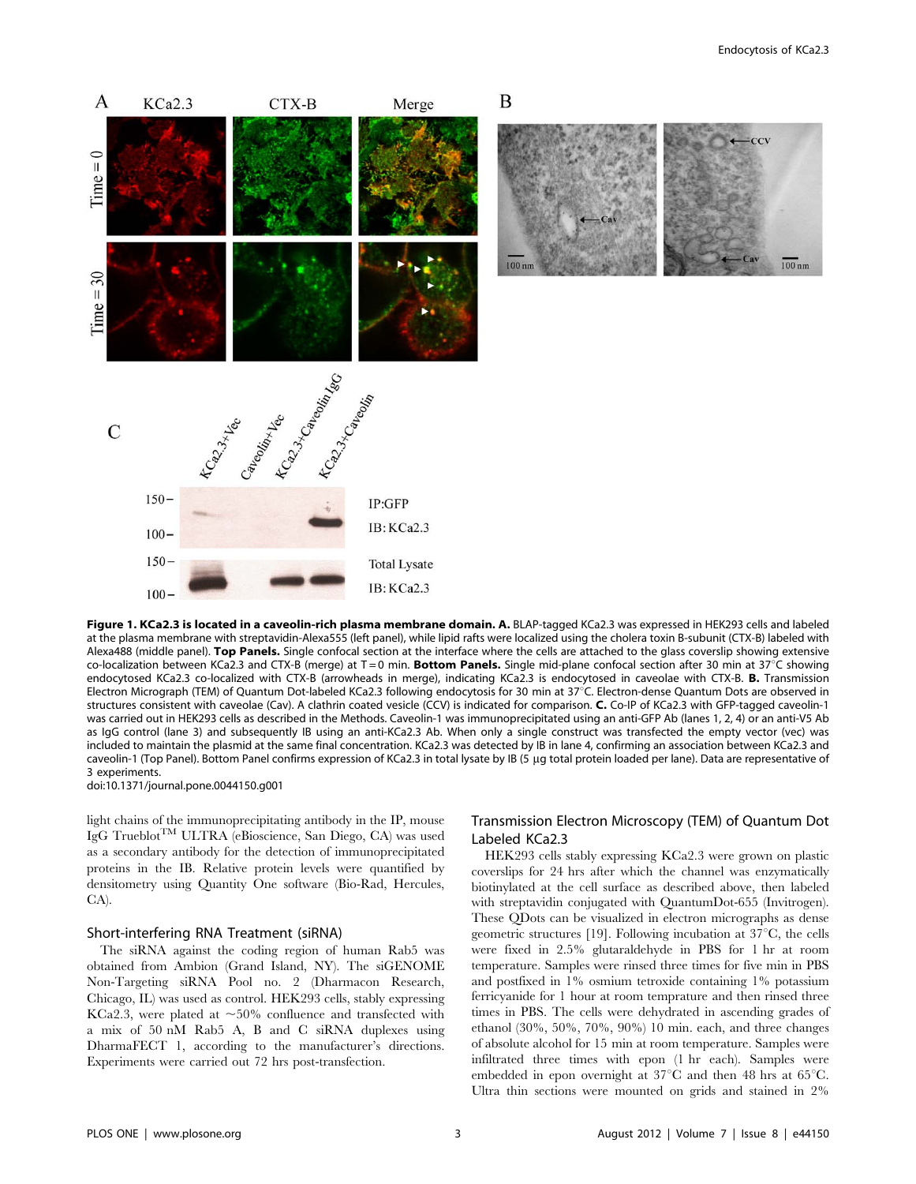**Figure 1. KCa2.3 is located in a caveolin-rich plasma membrane domain. A.** BLAP-tagged KCa2.3 was expressed in HEK293 cells and labeled at the plasma membrane with streptavidin-Alexa555 (left panel), while lipid rafts were localized using the cholera toxin B-subunit (CTX-B) labeled with Alexa488 (middle panel). **Top Panels.** Single confocal section at the interface where the cells are attached to the glass coverslip showing extensive co-localization between KCa2.3 and CTX-B (merge) at T = 0 min. **Bottom Panels.** Single mid-plane confocal section after 30 min at 37°C showing endocytosed KCa2.3 co-localized with CTX-B (arrowheads in merge), indicating KCa2.3 is endocytosed in caveolae with CTX-B. **B.** Transmission Electron Micrograph (TEM) of Quantum Dot-labeled KCa2.3 following endocytosis for 30 min at 37°C. Electron-dense Quantum Dots are observed in structures consistent with caveolae (Cav). A clathrin coated vesicle (CCV) is indicated for comparison. **C.** Co-IP of KCa2.3 with GFP-tagged caveolin-1 was carried out in HEK293 cells as described in the Methods. Caveolin-1 was immunoprecipitated using an anti-GFP Ab (lanes 1, 2, 4) or an anti-V5 Ab as IgG control (lane 3) and subsequently IB using an anti-KCa2.3 Ab. When only a single construct was transfected the empty vector (vec) was included to maintain the plasmid at the same final concentration. KCa2.3 was detected by IB in lane 4, confirming an association between KCa2.3 and caveolin-1 (Top Panel). Bottom Panel confirms expression of KCa2.3 in total lysate by IB (5 µg total protein loaded per lane). Data are representative of 3 experiments.

doi:10.1371/journal.pone.0044150.g001

light chains of the immunoprecipitating antibody in the IP, mouse IgG Trueblot™ ULTRA (eBioscience, San Diego, CA) was used as a secondary antibody for the detection of immunoprecipitated proteins in the IB. Relative protein levels were quantified by densitometry using Quantity One software (Bio-Rad, Hercules, CA).

### Short-interfering RNA Treatment (siRNA)

The siRNA against the coding region of human Rab5 was obtained from Ambion (Grand Island, NY). The siGENOME Non-Targeting siRNA Pool no. 2 (Dharmacon Research, Chicago, IL) was used as control. HEK293 cells, stably expressing KCa2.3, were plated at ~50% confluence and transfected with a mix of 50 nM Rab5 A, B and C siRNA duplexes using DharmaFECT 1, according to the manufacturer's directions. Experiments were carried out 72 hrs post-transfection.

### Transmission Electron Microscopy (TEM) of Quantum Dot Labeled KCa2.3

HEK293 cells stably expressing KCa2.3 were grown on plastic coverslips for 24 hrs after which the channel was enzymatically biotinylated at the cell surface as described above, then labeled with streptavidin conjugated with QuantumDot-655 (Invitrogen). These QDots can be visualized in electron micrographs as dense geometric structures [19]. Following incubation at 37°C, the cells were fixed in 2.5% glutaraldehyde in PBS for 1 hr at room temperature. Samples were rinsed three times for five min in PBS and postfixed in 1% osmium tetroxide containing 1% potassium ferricyanide for 1 hour at room temprature and then rinsed three times in PBS. The cells were dehydrated in ascending grades of ethanol (30%, 50%, 70%, 90%) 10 min. each, and three changes of absolute alcohol for 15 min at room temperature. Samples were infiltrated three times with epon (1 hr each). Samples were embedded in epon overnight at 37°C and then 48 hrs at 65°C. Ultra thin sections were mounted on grids and stained in 2%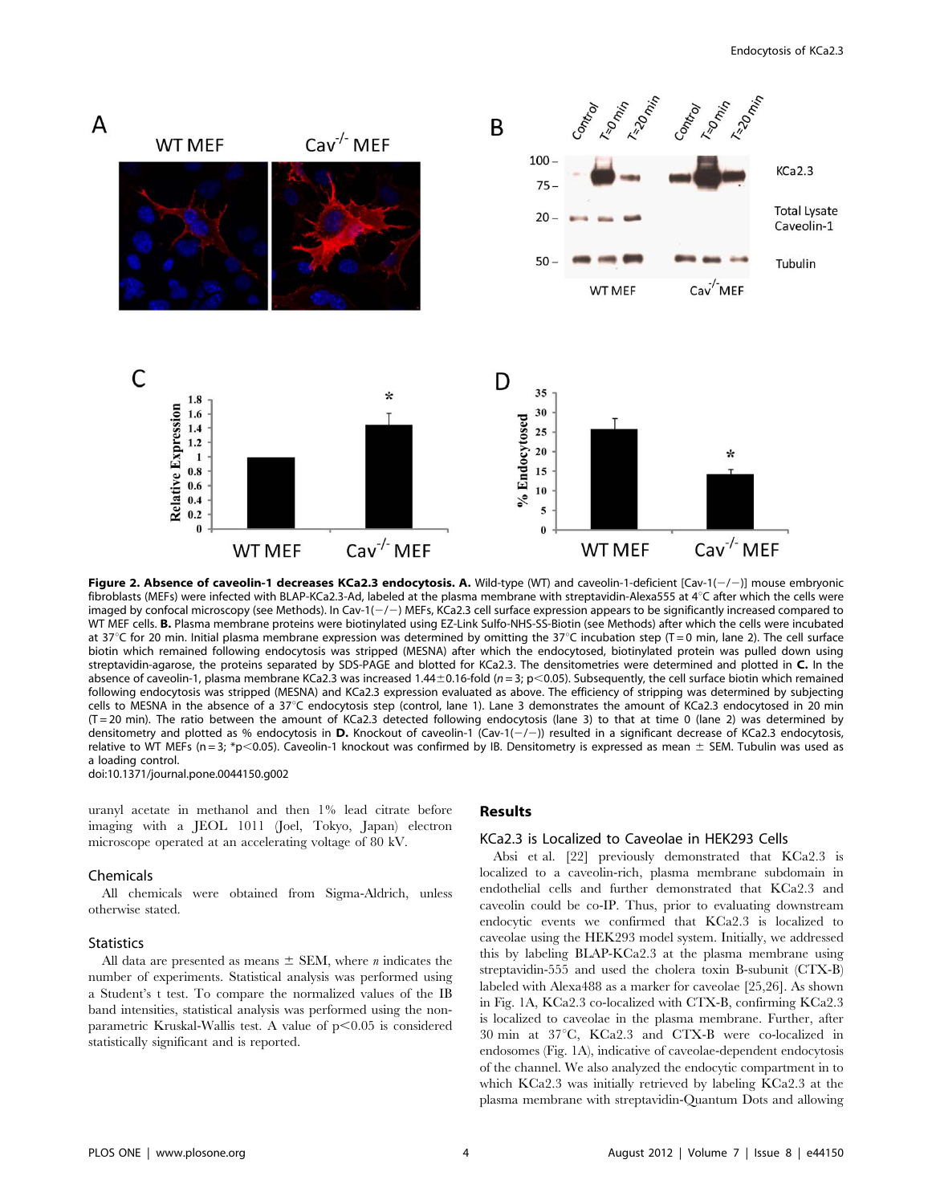**Figure 2. Absence of caveolin-1 decreases KCa2.3 endocytosis. A.** Wild-type (WT) and caveolin-1-deficient [Cav-1(−/−)] mouse embryonic fibroblasts (MEFs) were infected with BLAP-KCa2.3-Ad, labeled at the plasma membrane with streptavidin-Alexa555 at 4°C after which the cells were imaged by confocal microscopy (see Methods). In Cav-1(−/−) MEFs, KCa2.3 cell surface expression appears to be significantly increased compared to WT MEF cells. **B.** Plasma membrane proteins were biotinylated using EZ-Link Sulfo-NHS-SS-Biotin (see Methods) after which the cells were incubated at 37°C for 20 min. Initial plasma membrane expression was determined by omitting the 37°C incubation step (T = 0 min, lane 2). The cell surface biotin which remained following endocytosis was stripped (MESNA) after which the endocytosed, biotinylated protein was pulled down using streptavidin-agarose, the proteins separated by SDS-PAGE and blotted for KCa2.3. The densitometries were determined and plotted in **C.** In the absence of caveolin-1, plasma membrane KCa2.3 was increased 1.44±0.16-fold (*n* = 3; $p<0.05$). Subsequently, the cell surface biotin which remained following endocytosis was stripped (MESNA) and KCa2.3 expression evaluated as above. The efficiency of stripping was determined by subjecting cells to MESNA in the absence of a 37°C endocytosis step (control, lane 1). Lane 3 demonstrates the amount of KCa2.3 endocytosed in 20 min (T = 20 min). The ratio between the amount of KCa2.3 detected following endocytosis (lane 3) to that at time 0 (lane 2) was determined by densitometry and plotted as % endocytosis in **D.** Knockout of caveolin-1 (Cav-1(−/−)) resulted in a significant decrease of KCa2.3 endocytosis, relative to WT MEFs (n = 3; *$p<0.05$). Caveolin-1 knockout was confirmed by IB. Densitometry is expressed as mean ± SEM. Tubulin was used as a loading control.
doi:10.1371/journal.pone.0044150.g002

uranyl acetate in methanol and then 1% lead citrate before imaging with a JEOL 1011 (Joel, Tokyo, Japan) electron microscope operated at an accelerating voltage of 80 kV.

### Chemicals

All chemicals were obtained from Sigma-Aldrich, unless otherwise stated.

### Statistics

All data are presented as means ± SEM, where *n* indicates the number of experiments. Statistical analysis was performed using a Student's t test. To compare the normalized values of the IB band intensities, statistical analysis was performed using the non-parametric Kruskal-Wallis test. A value of $p<0.05$ is considered statistically significant and is reported.

## Results

### KCa2.3 is Localized to Caveolae in HEK293 Cells

Absi et al. [22] previously demonstrated that KCa2.3 is localized to a caveolin-rich, plasma membrane subdomain in endothelial cells and further demonstrated that KCa2.3 and caveolin could be co-IP. Thus, prior to evaluating downstream endocytic events we confirmed that KCa2.3 is localized to caveolae using the HEK293 model system. Initially, we addressed this by labeling BLAP-KCa2.3 at the plasma membrane using streptavidin-555 and used the cholera toxin B-subunit (CTX-B) labeled with Alexa488 as a marker for caveolae [25,26]. As shown in Fig. 1A, KCa2.3 co-localized with CTX-B, confirming KCa2.3 is localized to caveolae in the plasma membrane. Further, after 30 min at 37°C, KCa2.3 and CTX-B were co-localized in endosomes (Fig. 1A), indicative of caveolae-dependent endocytosis of the channel. We also analyzed the endocytic compartment in to which KCa2.3 was initially retrieved by labeling KCa2.3 at the plasma membrane with streptavidin-Quantum Dots and allowing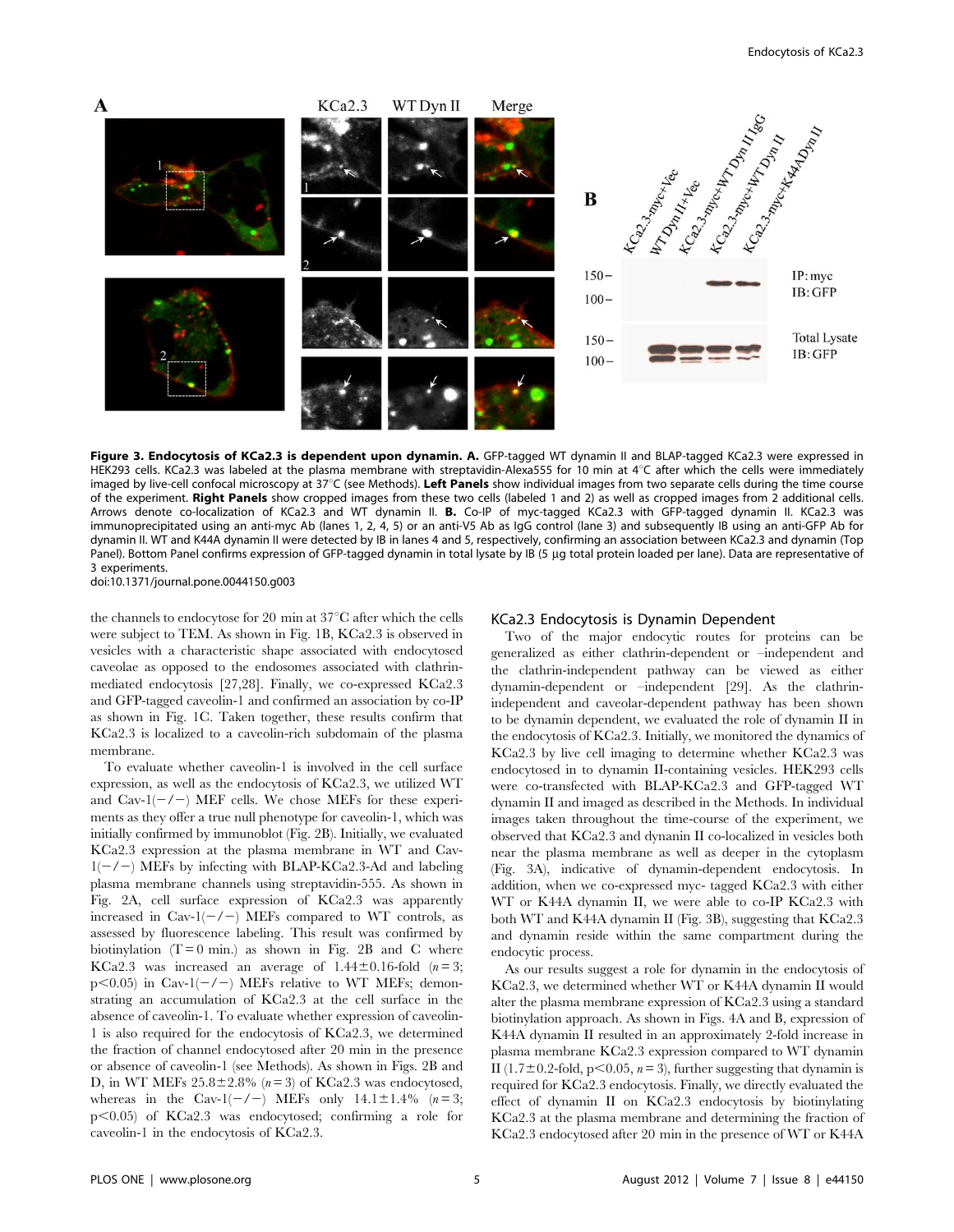**Figure 3. Endocytosis of KCa2.3 is dependent upon dynamin. A.** GFP-tagged WT dynamin II and BLAP-tagged KCa2.3 were expressed in HEK293 cells. KCa2.3 was labeled at the plasma membrane with streptavidin-Alexa555 for 10 min at 4°C after which the cells were immediately imaged by live-cell confocal microscopy at 37°C (see Methods). **Left Panels** show individual images from two separate cells during the time course of the experiment. **Right Panels** show cropped images from these two cells (labeled 1 and 2) as well as cropped images from 2 additional cells. Arrows denote co-localization of KCa2.3 and WT dynamin II. **B.** Co-IP of myc-tagged KCa2.3 with GFP-tagged dynamin II. KCa2.3 was immunoprecipitated using an anti-myc Ab (lanes 1, 2, 4, 5) or an anti-V5 Ab as IgG control (lane 3) and subsequently IB using an anti-GFP Ab for dynamin II. WT and K44A dynamin II were detected by IB in lanes 4 and 5, respectively, confirming an association between KCa2.3 and dynamin (Top Panel). Bottom Panel confirms expression of GFP-tagged dynamin in total lysate by IB (5 µg total protein loaded per lane). Data are representative of 3 experiments.

doi:10.1371/journal.pone.0044150.g003

the channels to endocytose for 20 min at 37°C after which the cells were subject to TEM. As shown in Fig. 1B, KCa2.3 is observed in vesicles with a characteristic shape associated with endocytosed caveolae as opposed to the endosomes associated with clathrin-mediated endocytosis [27,28]. Finally, we co-expressed KCa2.3 and GFP-tagged caveolin-1 and confirmed an association by co-IP as shown in Fig. 1C. Taken together, these results confirm that KCa2.3 is localized to a caveolin-rich subdomain of the plasma membrane.

To evaluate whether caveolin-1 is involved in the cell surface expression, as well as the endocytosis of KCa2.3, we utilized WT and Cav-1(−/−) MEF cells. We chose MEFs for these experiments as they offer a true null phenotype for caveolin-1, which was initially confirmed by immunoblot (Fig. 2B). Initially, we evaluated KCa2.3 expression at the plasma membrane in WT and Cav-1(−/−) MEFs by infecting with BLAP-KCa2.3-Ad and labeling plasma membrane channels using streptavidin-555. As shown in Fig. 2A, cell surface expression of KCa2.3 was apparently increased in Cav-1(−/−) MEFs compared to WT controls, as assessed by fluorescence labeling. This result was confirmed by biotinylation (T = 0 min.) as shown in Fig. 2B and C where KCa2.3 was increased an average of 1.44±0.16-fold ($n = 3$; $p<0.05$) in Cav-1(−/−) MEFs relative to WT MEFs; demonstrating an accumulation of KCa2.3 at the cell surface in the absence of caveolin-1. To evaluate whether expression of caveolin-1 is also required for the endocytosis of KCa2.3, we determined the fraction of channel endocytosed after 20 min in the presence or absence of caveolin-1 (see Methods). As shown in Figs. 2B and D, in WT MEFs 25.8±2.8% ($n = 3$) of KCa2.3 was endocytosed, whereas in the Cav-1(−/−) MEFs only 14.1±1.4% ($n = 3$; $p<0.05$) of KCa2.3 was endocytosed; confirming a role for caveolin-1 in the endocytosis of KCa2.3.

## KCa2.3 Endocytosis is Dynamin Dependent

Two of the major endocytic routes for proteins can be generalized as either clathrin-dependent or –independent and the clathrin-independent pathway can be viewed as either dynamin-dependent or –independent [29]. As the clathrin-independent and caveolar-dependent pathway has been shown to be dynamin dependent, we evaluated the role of dynamin II in the endocytosis of KCa2.3. Initially, we monitored the dynamics of KCa2.3 by live cell imaging to determine whether KCa2.3 was endocytosed in to dynamin II-containing vesicles. HEK293 cells were co-transfected with BLAP-KCa2.3 and GFP-tagged WT dynamin II and imaged as described in the Methods. In individual images taken throughout the time-course of the experiment, we observed that KCa2.3 and dynanin II co-localized in vesicles both near the plasma membrane as well as deeper in the cytoplasm (Fig. 3A), indicative of dynamin-dependent endocytosis. In addition, when we co-expressed myc- tagged KCa2.3 with either WT or K44A dynamin II, we were able to co-IP KCa2.3 with both WT and K44A dynamin II (Fig. 3B), suggesting that KCa2.3 and dynamin reside within the same compartment during the endocytic process.

As our results suggest a role for dynamin in the endocytosis of KCa2.3, we determined whether WT or K44A dynamin II would alter the plasma membrane expression of KCa2.3 using a standard biotinylation approach. As shown in Figs. 4A and B, expression of K44A dynamin II resulted in an approximately 2-fold increase in plasma membrane KCa2.3 expression compared to WT dynamin II (1.7±0.2-fold, $p<0.05$, $n = 3$), further suggesting that dynamin is required for KCa2.3 endocytosis. Finally, we directly evaluated the effect of dynamin II on KCa2.3 endocytosis by biotinylating KCa2.3 at the plasma membrane and determining the fraction of KCa2.3 endocytosed after 20 min in the presence of WT or K44A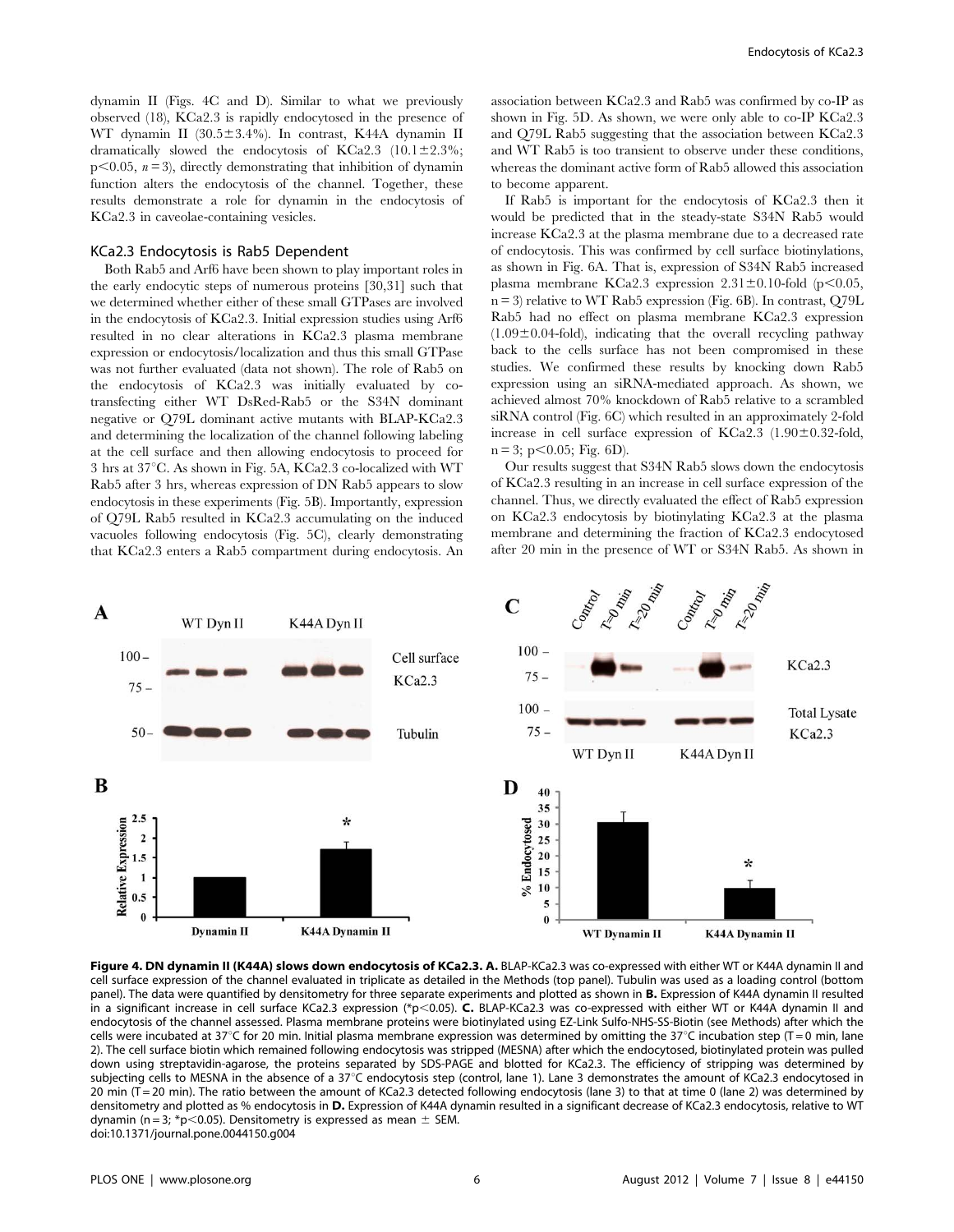dynamin II (Figs. 4C and D). Similar to what we previously observed (18), KCa2.3 is rapidly endocytosed in the presence of WT dynamin II (30.5±3.4%). In contrast, K44A dynamin II dramatically slowed the endocytosis of KCa2.3 (10.1±2.3%; $p<0.05$, $n=3$), directly demonstrating that inhibition of dynamin function alters the endocytosis of the channel. Together, these results demonstrate a role for dynamin in the endocytosis of KCa2.3 in caveolae-containing vesicles.

### KCa2.3 Endocytosis is Rab5 Dependent

Both Rab5 and Arf6 have been shown to play important roles in the early endocytic steps of numerous proteins [30,31] such that we determined whether either of these small GTPases are involved in the endocytosis of KCa2.3. Initial expression studies using Arf6 resulted in no clear alterations in KCa2.3 plasma membrane expression or endocytosis/localization and thus this small GTPase was not further evaluated (data not shown). The role of Rab5 on the endocytosis of KCa2.3 was initially evaluated by co-transfecting either WT DsRed-Rab5 or the S34N dominant negative or Q79L dominant active mutants with BLAP-KCa2.3 and determining the localization of the channel following labeling at the cell surface and then allowing endocytosis to proceed for 3 hrs at 37°C. As shown in Fig. 5A, KCa2.3 co-localized with WT Rab5 after 3 hrs, whereas expression of DN Rab5 appears to slow endocytosis in these experiments (Fig. 5B). Importantly, expression of Q79L Rab5 resulted in KCa2.3 accumulating on the induced vacuoles following endocytosis (Fig. 5C), clearly demonstrating that KCa2.3 enters a Rab5 compartment during endocytosis. An association between KCa2.3 and Rab5 was confirmed by co-IP as shown in Fig. 5D. As shown, we were only able to co-IP KCa2.3 and Q79L Rab5 suggesting that the association between KCa2.3 and WT Rab5 is too transient to observe under these conditions, whereas the dominant active form of Rab5 allowed this association to become apparent.

If Rab5 is important for the endocytosis of KCa2.3 then it would be predicted that in the steady-state S34N Rab5 would increase KCa2.3 at the plasma membrane due to a decreased rate of endocytosis. This was confirmed by cell surface biotinylations, as shown in Fig. 6A. That is, expression of S34N Rab5 increased plasma membrane KCa2.3 expression 2.31±0.10-fold ($p<0.05$, $n=3$) relative to WT Rab5 expression (Fig. 6B). In contrast, Q79L Rab5 had no effect on plasma membrane KCa2.3 expression (1.09±0.04-fold), indicating that the overall recycling pathway back to the cells surface has not been compromised in these studies. We confirmed these results by knocking down Rab5 expression using an siRNA-mediated approach. As shown, we achieved almost 70% knockdown of Rab5 relative to a scrambled siRNA control (Fig. 6C) which resulted in an approximately 2-fold increase in cell surface expression of KCa2.3 (1.90±0.32-fold, $n=3$; $p<0.05$; Fig. 6D).

Our results suggest that S34N Rab5 slows down the endocytosis of KCa2.3 resulting in an increase in cell surface expression of the channel. Thus, we directly evaluated the effect of Rab5 expression on KCa2.3 endocytosis by biotinylating KCa2.3 at the plasma membrane and determining the fraction of KCa2.3 endocytosed after 20 min in the presence of WT or S34N Rab5. As shown in

**Figure 4. DN dynamin II (K44A) slows down endocytosis of KCa2.3. A.** BLAP-KCa2.3 was co-expressed with either WT or K44A dynamin II and cell surface expression of the channel evaluated in triplicate as detailed in the Methods (top panel). Tubulin was used as a loading control (bottom panel). The data were quantified by densitometry for three separate experiments and plotted as shown in **B.** Expression of K44A dynamin II resulted in a significant increase in cell surface KCa2.3 expression (*$p<0.05$). **C.** BLAP-KCa2.3 was co-expressed with either WT or K44A dynamin II and endocytosis of the channel assessed. Plasma membrane proteins were biotinylated using EZ-Link Sulfo-NHS-SS-Biotin (see Methods) after which the cells were incubated at 37°C for 20 min. Initial plasma membrane expression was determined by omitting the 37°C incubation step (T = 0 min, lane 2). The cell surface biotin which remained following endocytosis was stripped (MESNA) after which the endocytosed, biotinylated protein was pulled down using streptavidin-agarose, the proteins separated by SDS-PAGE and blotted for KCa2.3. The efficiency of stripping was determined by subjecting cells to MESNA in the absence of a 37°C endocytosis step (control, lane 1). Lane 3 demonstrates the amount of KCa2.3 endocytosed in 20 min (T = 20 min). The ratio between the amount of KCa2.3 detected following endocytosis (lane 3) to that at time 0 (lane 2) was determined by densitometry and plotted as % endocytosis in **D.** Expression of K44A dynamin resulted in a significant decrease of KCa2.3 endocytosis, relative to WT dynamin ($n=3$; *$p<0.05$). Densitometry is expressed as mean ± SEM.
doi:10.1371/journal.pone.0044150.g004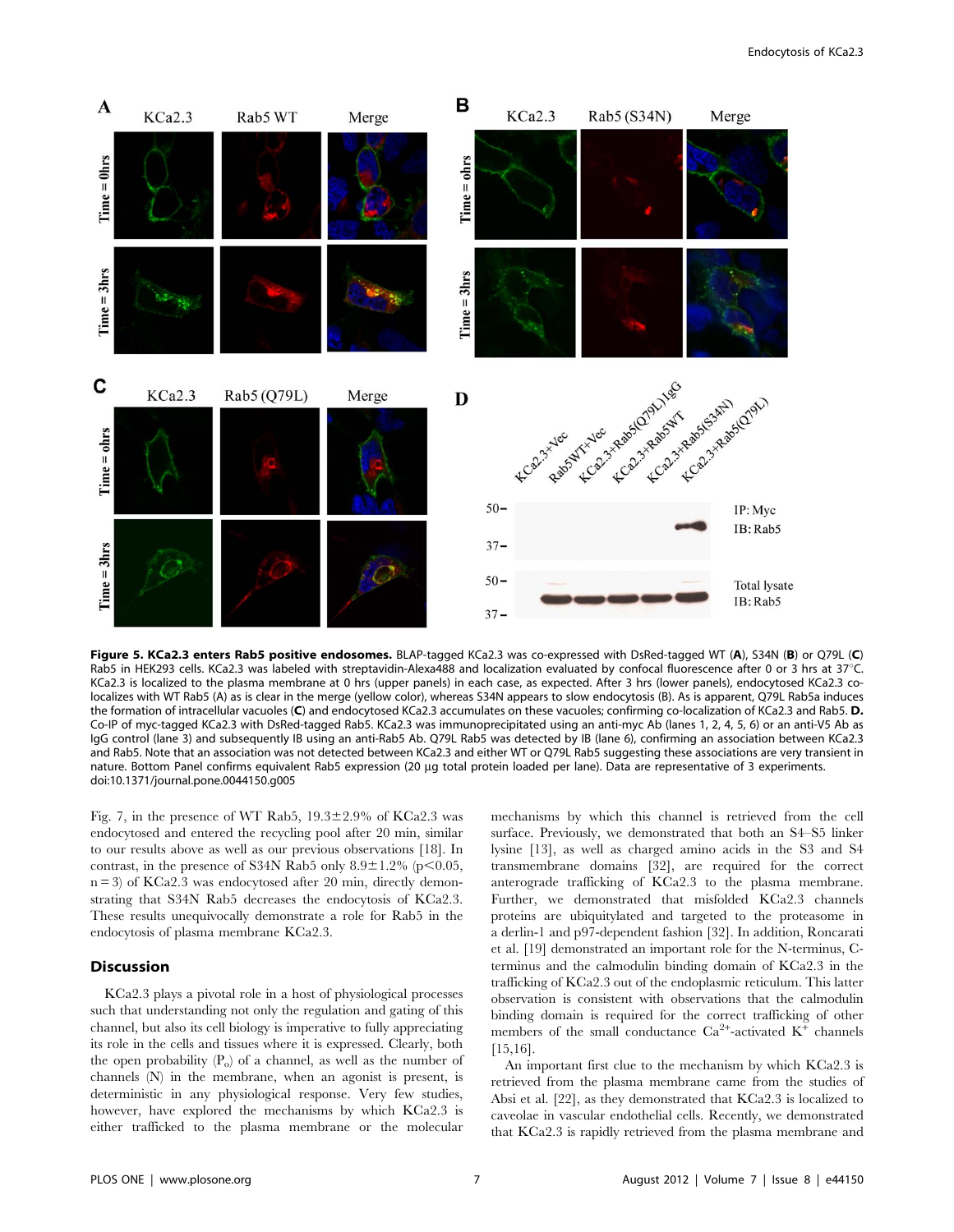**Figure 5. KCa2.3 enters Rab5 positive endosomes.** BLAP-tagged KCa2.3 was co-expressed with DsRed-tagged WT (**A**), S34N (**B**) or Q79L (**C**) Rab5 in HEK293 cells. KCa2.3 was labeled with streptavidin-Alexa488 and localization evaluated by confocal fluorescence after 0 or 3 hrs at 37°C. KCa2.3 is localized to the plasma membrane at 0 hrs (upper panels) in each case, as expected. After 3 hrs (lower panels), endocytosed KCa2.3 co-localizes with WT Rab5 (A) as is clear in the merge (yellow color), whereas S34N appears to slow endocytosis (B). As is apparent, Q79L Rab5a induces the formation of intracellular vacuoles (**C**) and endocytosed KCa2.3 accumulates on these vacuoles; confirming co-localization of KCa2.3 and Rab5. **D.** Co-IP of myc-tagged KCa2.3 with DsRed-tagged Rab5. KCa2.3 was immunoprecipitated using an anti-myc Ab (lanes 1, 2, 4, 5, 6) or an anti-V5 Ab as IgG control (lane 3) and subsequently IB using an anti-Rab5 Ab. Q79L Rab5 was detected by IB (lane 6), confirming an association between KCa2.3 and Rab5. Note that an association was not detected between KCa2.3 and either WT or Q79L Rab5 suggesting these associations are very transient in nature. Bottom Panel confirms equivalent Rab5 expression (20 µg total protein loaded per lane). Data are representative of 3 experiments.
doi:10.1371/journal.pone.0044150.g005

Fig. 7, in the presence of WT Rab5, 19.3±2.9% of KCa2.3 was endocytosed and entered the recycling pool after 20 min, similar to our results above as well as our previous observations [18]. In contrast, in the presence of S34N Rab5 only 8.9±1.2% ($p<0.05$, $n=3$) of KCa2.3 was endocytosed after 20 min, directly demonstrating that S34N Rab5 decreases the endocytosis of KCa2.3. These results unequivocally demonstrate a role for Rab5 in the endocytosis of plasma membrane KCa2.3.

## Discussion

KCa2.3 plays a pivotal role in a host of physiological processes such that understanding not only the regulation and gating of this channel, but also its cell biology is imperative to fully appreciating its role in the cells and tissues where it is expressed. Clearly, both the open probability ($P_o$) of a channel, as well as the number of channels (N) in the membrane, when an agonist is present, is deterministic in any physiological response. Very few studies, however, have explored the mechanisms by which KCa2.3 is either trafficked to the plasma membrane or the molecular mechanisms by which this channel is retrieved from the cell surface. Previously, we demonstrated that both an S4–S5 linker lysine [13], as well as charged amino acids in the S3 and S4 transmembrane domains [32], are required for the correct anterograde trafficking of KCa2.3 to the plasma membrane. Further, we demonstrated that misfolded KCa2.3 channels proteins are ubiquitylated and targeted to the proteasome in a derlin-1 and p97-dependent fashion [32]. In addition, Roncarati et al. [19] demonstrated an important role for the N-terminus, C-terminus and the calmodulin binding domain of KCa2.3 in the trafficking of KCa2.3 out of the endoplasmic reticulum. This latter observation is consistent with observations that the calmodulin binding domain is required for the correct trafficking of other members of the small conductance $Ca^{2+}$-activated $K^{+}$ channels [15,16].

An important first clue to the mechanism by which KCa2.3 is retrieved from the plasma membrane came from the studies of Absi et al. [22], as they demonstrated that KCa2.3 is localized to caveolae in vascular endothelial cells. Recently, we demonstrated that KCa2.3 is rapidly retrieved from the plasma membrane and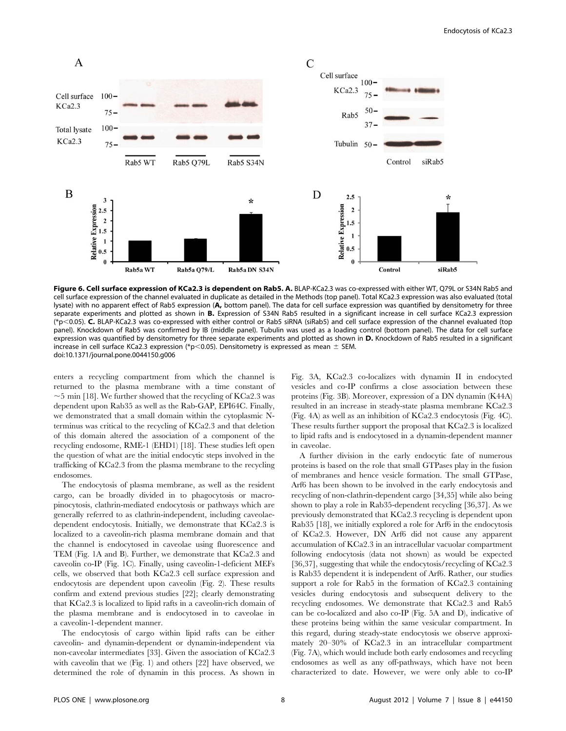**Figure 6. Cell surface expression of KCa2.3 is dependent on Rab5. A.** BLAP-KCa2.3 was co-expressed with either WT, Q79L or S34N Rab5 and cell surface expression of the channel evaluated in duplicate as detailed in the Methods (top panel). Total KCa2.3 expression was also evaluated (total lysate) with no apparent effect of Rab5 expression (**A,** bottom panel). The data for cell surface expression was quantified by densitometry for three separate experiments and plotted as shown in **B.** Expression of S34N Rab5 resulted in a significant increase in cell surface KCa2.3 expression (*$p<0.05$). **C.** BLAP-KCa2.3 was co-expressed with either control or Rab5 siRNA (siRab5) and cell surface expression of the channel evaluated (top panel). Knockdown of Rab5 was confirmed by IB (middle panel). Tubulin was used as a loading control (bottom panel). The data for cell surface expression was quantified by densitometry for three separate experiments and plotted as shown in **D.** Knockdown of Rab5 resulted in a significant increase in cell surface KCa2.3 expression (*$p<0.05$). Densitometry is expressed as mean $\pm$ SEM.
doi:10.1371/journal.pone.0044150.g006

enters a recycling compartment from which the channel is returned to the plasma membrane with a time constant of ~5 min [18]. We further showed that the recycling of KCa2.3 was dependent upon Rab35 as well as the Rab-GAP, EPI64C. Finally, we demonstrated that a small domain within the cytoplasmic N-terminus was critical to the recycling of KCa2.3 and that deletion of this domain altered the association of a component of the recycling endosome, RME-1 (EHD1) [18]. These studies left open the question of what are the initial endocytic steps involved in the trafficking of KCa2.3 from the plasma membrane to the recycling endosomes.

The endocytosis of plasma membrane, as well as the resident cargo, can be broadly divided in to phagocytosis or macro-pinocytosis, clathrin-mediated endocytosis or pathways which are generally referred to as clathrin-independent, including caveolae-dependent endocytosis. Initially, we demonstrate that KCa2.3 is localized to a caveolin-rich plasma membrane domain and that the channel is endocytosed in caveolae using fluorescence and TEM (Fig. 1A and B). Further, we demonstrate that KCa2.3 and caveolin co-IP (Fig. 1C). Finally, using caveolin-1-deficient MEFs cells, we observed that both KCa2.3 cell surface expression and endocytosis are dependent upon caveolin (Fig. 2). These results confirm and extend previous studies [22]; clearly demonstrating that KCa2.3 is localized to lipid rafts in a caveolin-rich domain of the plasma membrane and is endocytosed in to caveolae in a caveolin-1-dependent manner.

The endocytosis of cargo within lipid rafts can be either caveolin- and dynamin-dependent or dynamin-independent via non-caveolar intermediates [33]. Given the association of KCa2.3 with caveolin that we (Fig. 1) and others [22] have observed, we determined the role of dynamin in this process. As shown in Fig. 3A, KCa2.3 co-localizes with dynamin II in endocyted vesicles and co-IP confirms a close association between these proteins (Fig. 3B). Moreover, expression of a DN dynamin (K44A) resulted in an increase in steady-state plasma membrane KCa2.3 (Fig. 4A) as well as an inhibition of KCa2.3 endocytosis (Fig. 4C). These results further support the proposal that KCa2.3 is localized to lipid rafts and is endocytosed in a dynamin-dependent manner in caveolae.

A further division in the early endocytic fate of numerous proteins is based on the role that small GTPases play in the fusion of membranes and hence vesicle formation. The small GTPase, Arf6 has been shown to be involved in the early endocytosis and recycling of non-clathrin-dependent cargo [34,35] while also being shown to play a role in Rab35-dependent recycling [36,37]. As we previously demonstrated that KCa2.3 recycling is dependent upon Rab35 [18], we initially explored a role for Arf6 in the endocytosis of KCa2.3. However, DN Arf6 did not cause any apparent accumulation of KCa2.3 in an intracellular vacuolar compartment following endocytosis (data not shown) as would be expected [36,37], suggesting that while the endocytosis/recycling of KCa2.3 is Rab35 dependent it is independent of Arf6. Rather, our studies support a role for Rab5 in the formation of KCa2.3 containing vesicles during endocytosis and subsequent delivery to the recycling endosomes. We demonstrate that KCa2.3 and Rab5 can be co-localized and also co-IP (Fig. 5A and D), indicative of these proteins being within the same vesicular compartment. In this regard, during steady-state endocytosis we observe approximately 20–30% of KCa2.3 in an intracellular compartment (Fig. 7A), which would include both early endosomes and recycling endosomes as well as any off-pathways, which have not been characterized to date. However, we were only able to co-IP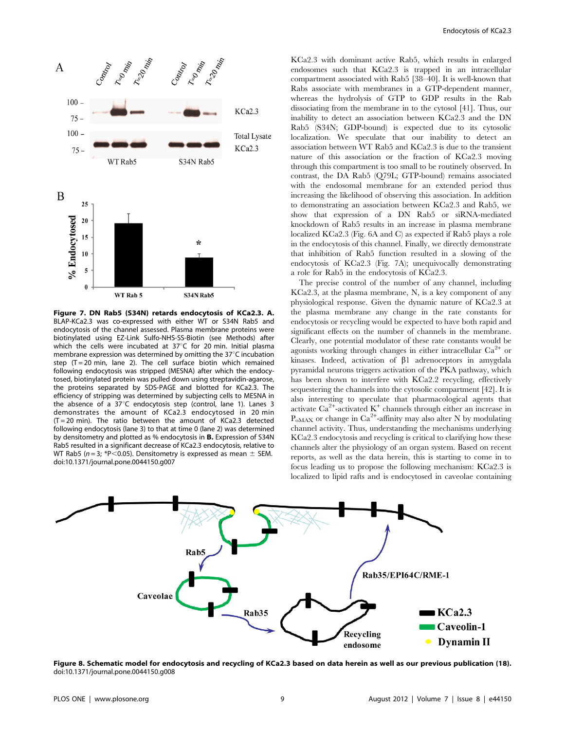**Figure 7. DN Rab5 (S34N) retards endocytosis of KCa2.3. A.** BLAP-KCa2.3 was co-expressed with either WT or S34N Rab5 and endocytosis of the channel assessed. Plasma membrane proteins were biotinylated using EZ-Link Sulfo-NHS-SS-Biotin (see Methods) after which the cells were incubated at 37°C for 20 min. Initial plasma membrane expression was determined by omitting the 37°C incubation step (T = 20 min, lane 2). The cell surface biotin which remained following endocytosis was stripped (MESNA) after which the endocytosed, biotinylated protein was pulled down using streptavidin-agarose, the proteins separated by SDS-PAGE and blotted for KCa2.3. The efficiency of stripping was determined by subjecting cells to MESNA in the absence of a 37°C endocytosis step (control, lane 1). Lanes 3 demonstrates the amount of KCa2.3 endocytosed in 20 min (T = 20 min). The ratio between the amount of KCa2.3 detected following endocytosis (lane 3) to that at time 0 (lane 2) was determined by densitometry and plotted as % endocytosis in **B.** Expression of S34N Rab5 resulted in a significant decrease of KCa2.3 endocytosis, relative to WT Rab5 ($n = 3$; *$P < 0.05$). Densitometry is expressed as mean ± SEM.
doi:10.1371/journal.pone.0044150.g007

KCa2.3 with dominant active Rab5, which results in enlarged endosomes such that KCa2.3 is trapped in an intracellular compartment associated with Rab5 [38–40]. It is well-known that Rabs associate with membranes in a GTP-dependent manner, whereas the hydrolysis of GTP to GDP results in the Rab dissociating from the membrane in to the cytosol [41]. Thus, our inability to detect an association between KCa2.3 and the DN Rab5 (S34N; GDP-bound) is expected due to its cytosolic localization. We speculate that our inability to detect an association between WT Rab5 and KCa2.3 is due to the transient nature of this association or the fraction of KCa2.3 moving through this compartment is too small to be routinely observed. In contrast, the DA Rab5 (Q79L; GTP-bound) remains associated with the endosomal membrane for an extended period thus increasing the likelihood of observing this association. In addition to demonstrating an association between KCa2.3 and Rab5, we show that expression of a DN Rab5 or siRNA-mediated knockdown of Rab5 results in an increase in plasma membrane localized KCa2.3 (Fig. 6A and C) as expected if Rab5 plays a role in the endocytosis of this channel. Finally, we directly demonstrate that inhibition of Rab5 function resulted in a slowing of the endocytosis of KCa2.3 (Fig. 7A); unequivocally demonstrating a role for Rab5 in the endocytosis of KCa2.3.

The precise control of the number of any channel, including KCa2.3, at the plasma membrane, N, is a key component of any physiological response. Given the dynamic nature of KCa2.3 at the plasma membrane any change in the rate constants for endocytosis or recycling would be expected to have both rapid and significant effects on the number of channels in the membrane. Clearly, one potential modulator of these rate constants would be agonists working through changes in either intracellular $Ca^{2+}$ or kinases. Indeed, activation of β1 adrenoceptors in amygdala pyramidal neurons triggers activation of the PKA pathway, which has been shown to interfere with KCa2.2 recycling, effectively sequestering the channels into the cytosolic compartment [42]. It is also interesting to speculate that pharmacological agents that activate $Ca^{2+}$-activated $K^{+}$ channels through either an increase in $P_{oMAX}$ or change in $Ca^{2+}$-affinity may also alter N by modulating channel activity. Thus, understanding the mechanisms underlying KCa2.3 endocytosis and recycling is critical to clarifying how these channels alter the physiology of an organ system. Based on recent reports, as well as the data herein, this is starting to come in to focus leading us to propose the following mechanism: KCa2.3 is localized to lipid rafts and is endocytosed in caveolae containing

**Figure 8. Schematic model for endocytosis and recycling of KCa2.3 based on data herein as well as our previous publication (18).**
doi:10.1371/journal.pone.0044150.g008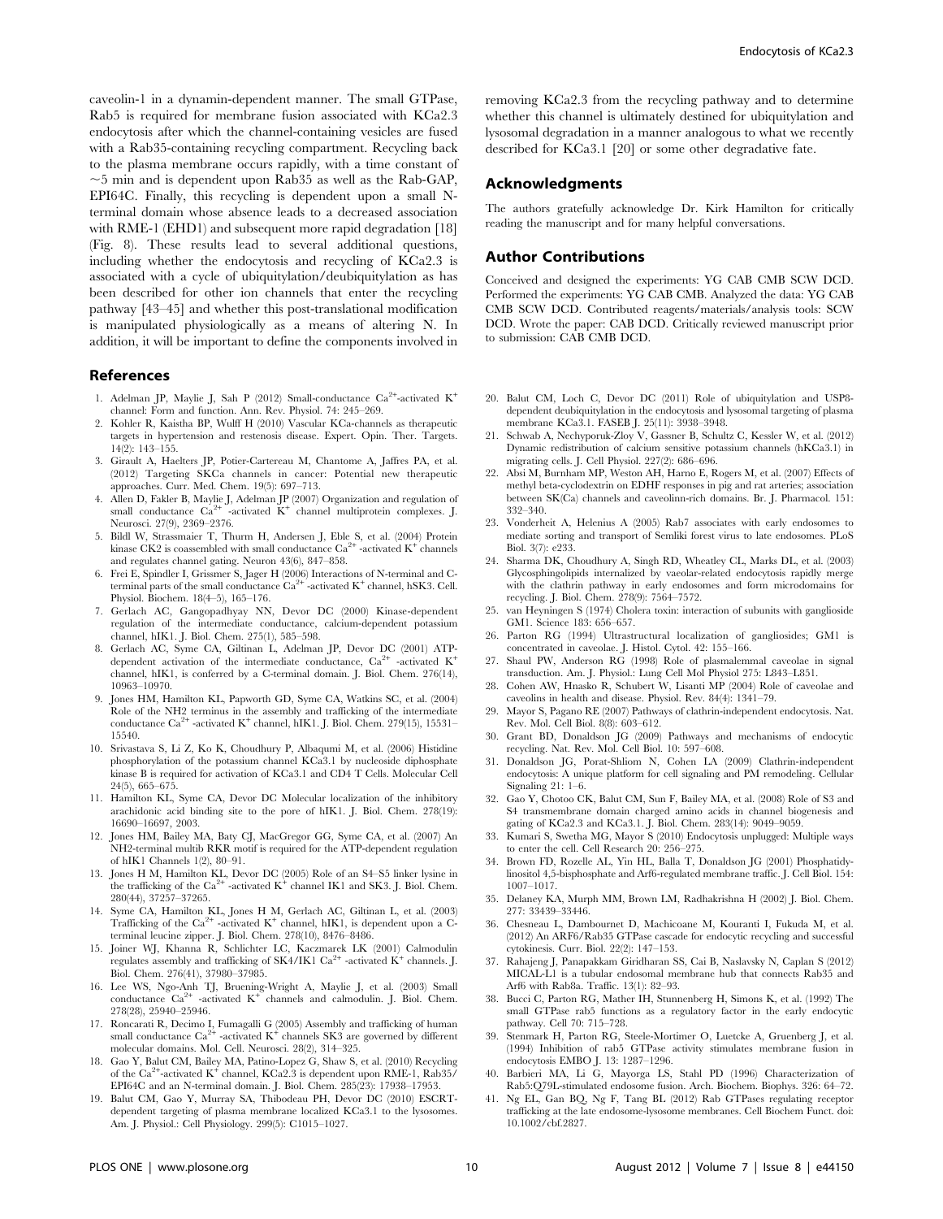caveolin-1 in a dynamin-dependent manner. The small GTPase, Rab5 is required for membrane fusion associated with KCa2.3 endocytosis after which the channel-containing vesicles are fused with a Rab35-containing recycling compartment. Recycling back to the plasma membrane occurs rapidly, with a time constant of ~5 min and is dependent upon Rab35 as well as the Rab-GAP, EPI64C. Finally, this recycling is dependent upon a small N-terminal domain whose absence leads to a decreased association with RME-1 (EHD1) and subsequent more rapid degradation [18] (Fig. 8). These results lead to several additional questions, including whether the endocytosis and recycling of KCa2.3 is associated with a cycle of ubiquitylation/deubiquitylation as has been described for other ion channels that enter the recycling pathway [43–45] and whether this post-translational modification is manipulated physiologically as a means of altering N. In addition, it will be important to define the components involved in removing KCa2.3 from the recycling pathway and to determine whether this channel is ultimately destined for ubiquitylation and lysosomal degradation in a manner analogous to what we recently described for KCa3.1 [20] or some other degradative fate.

## Acknowledgments

The authors gratefully acknowledge Dr. Kirk Hamilton for critically reading the manuscript and for many helpful conversations.

## Author Contributions

Conceived and designed the experiments: YG CAB CMB SCW DCD. Performed the experiments: YG CAB CMB. Analyzed the data: YG CAB CMB SCW DCD. Contributed reagents/materials/analysis tools: SCW DCD. Wrote the paper: CAB DCD. Critically reviewed manuscript prior to submission: CAB CMB DCD.

## References

1. Adelman JP, Maylie J, Sah P (2012) Small-conductance $Ca^{2+}$-activated $K^+$ channel: Form and function. Ann. Rev. Physiol. 74: 245–269.
2. Kohler R, Kaistha BP, Wulff H (2010) Vascular KCa-channels as therapeutic targets in hypertension and restenosis disease. Expert. Opin. Ther. Targets. 14(2): 143–155.
3. Girault A, Haelters JP, Potier-Cartereau M, Chantome A, Jaffres PA, et al. (2012) Targeting SKCa channels in cancer: Potential new therapeutic approaches. Curr. Med. Chem. 19(5): 697–713.
4. Allen D, Fakler B, Maylie J, Adelman JP (2007) Organization and regulation of small conductance $Ca^{2+}$ -activated $K^+$ channel multiprotein complexes. J. Neurosci. 27(9), 2369–2376.
5. Bildl W, Strassmaier T, Thurm H, Andersen J, Eble S, et al. (2004) Protein kinase CK2 is coassembled with small conductance $Ca^{2+}$ -activated $K^+$ channels and regulates channel gating. Neuron 43(6), 847–858.
6. Frei E, Spindler I, Grissmer S, Jager H (2006) Interactions of N-terminal and C-terminal parts of the small conductance $Ca^{2+}$ -activated $K^+$ channel, hSK3. Cell. Physiol. Biochem. 18(4–5), 165–176.
7. Gerlach AC, Gangopadhyay NN, Devor DC (2000) Kinase-dependent regulation of the intermediate conductance, calcium-dependent potassium channel, hIK1. J. Biol. Chem. 275(1), 585–598.
8. Gerlach AC, Syme CA, Giltinan L, Adelman JP, Devor DC (2001) ATP-dependent activation of the intermediate conductance, $Ca^{2+}$ -activated $K^+$ channel, hIK1, is conferred by a C-terminal domain. J. Biol. Chem. 276(14), 10963–10970.
9. Jones HM, Hamilton KL, Papworth GD, Syme CA, Watkins SC, et al. (2004) Role of the NH2 terminus in the assembly and trafficking of the intermediate conductance $Ca^{2+}$ -activated $K^+$ channel, hIK1. J. Biol. Chem. 279(15), 15531–15540.
10. Srivastava S, Li Z, Ko K, Choudhury P, Albaqumi M, et al. (2006) Histidine phosphorylation of the potassium channel KCa3.1 by nucleoside diphosphate kinase B is required for activation of KCa3.1 and CD4 T Cells. Molecular Cell 24(5), 665–675.
11. Hamilton KL, Syme CA, Devor DC Molecular localization of the inhibitory arachidonic acid binding site to the pore of hIK1. J. Biol. Chem. 278(19): 16690–16697, 2003.
12. Jones HM, Bailey MA, Baty CJ, MacGregor GG, Syme CA, et al. (2007) An NH2-terminal multib RKR motif is required for the ATP-dependent regulation of hIK1 Channels 1(2), 80–91.
13. Jones H M, Hamilton KL, Devor DC (2005) Role of an S4–S5 linker lysine in the trafficking of the $Ca^{2+}$ -activated $K^+$ channel IK1 and SK3. J. Biol. Chem. 280(44), 37257–37265.
14. Syme CA, Hamilton KL, Jones H M, Gerlach AC, Giltinan L, et al. (2003) Trafficking of the $Ca^{2+}$ -activated $K^+$ channel, hIK1, is dependent upon a C-terminal leucine zipper. J. Biol. Chem. 278(10), 8476–8486.
15. Joiner WJ, Khanna R, Schlichter LC, Kaczmarek LK (2001) Calmodulin regulates assembly and trafficking of SK4/IK1 $Ca^{2+}$ -activated $K^+$ channels. J. Biol. Chem. 276(41), 37980–37985.
16. Lee WS, Ngo-Anh TJ, Bruening-Wright A, Maylie J, et al. (2003) Small conductance $Ca^{2+}$ -activated $K^+$ channels and calmodulin. J. Biol. Chem. 278(28), 25940–25946.
17. Roncarati R, Decimo I, Fumagalli G (2005) Assembly and trafficking of human small conductance $Ca^{2+}$ -activated $K^+$ channels SK3 are governed by different molecular domains. Mol. Cell. Neurosci. 28(2), 314–325.
18. Gao Y, Balut CM, Bailey MA, Patino-Lopez G, Shaw S, et al. (2010) Recycling of the $Ca^{2+}$-activated $K^+$ channel, KCa2.3 is dependent upon RME-1, Rab35/EPI64C and an N-terminal domain. J. Biol. Chem. 285(23): 17938–17953.
19. Balut CM, Gao Y, Murray SA, Thibodeau PH, Devor DC (2010) ESCRT-dependent targeting of plasma membrane localized KCa3.1 to the lysosomes. Am. J. Physiol.: Cell Physiology. 299(5): C1015–1027.
20. Balut CM, Loch C, Devor DC (2011) Role of ubiquitylation and USP8-dependent deubiquitylation in the endocytosis and lysosomal targeting of plasma membrane KCa3.1. FASEB J. 25(11): 3938–3948.
21. Schwab A, Nechyporuk-Zloy V, Gassner B, Schultz C, Kessler W, et al. (2012) Dynamic redistribution of calcium sensitive potassium channels (hKCa3.1) in migrating cells. J. Cell Physiol. 227(2): 686–696.
22. Absi M, Burnham MP, Weston AH, Harno E, Rogers M, et al. (2007) Effects of methyl beta-cyclodextrin on EDHF responses in pig and rat arteries; association between SK(Ca) channels and caveolinn-rich domains. Br. J. Pharmacol. 151: 332–340.
23. Vonderheit A, Helenius A (2005) Rab7 associates with early endosomes to mediate sorting and transport of Semliki forest virus to late endosomes. PLoS Biol. 3(7): e233.
24. Sharma DK, Choudhury A, Singh RD, Wheatley CL, Marks DL, et al. (2003) Glycosphingolipids internalized by vaeolar-related endocytosis rapidly merge with the clathrin pathway in early endosomes and form microdomains for recycling. J. Biol. Chem. 278(9): 7564–7572.
25. van Heyningen S (1974) Cholera toxin: interaction of subunits with ganglioside GM1. Science 183: 656–657.
26. Parton RG (1994) Ultrastructural localization of gangliosides; GM1 is concentrated in caveolae. J. Histol. Cytol. 42: 155–166.
27. Shaul PW, Anderson RG (1998) Role of plasmalemmal caveolae in signal transduction. Am. J. Physiol.: Lung Cell Mol Physiol 275: L843–L851.
28. Cohen AW, Hnasko R, Schubert W, Lisanti MP (2004) Role of caveolae and caveolins in health and disease. Physiol. Rev. 84(4): 1341–79.
29. Mayor S, Pagano RE (2007) Pathways of clathrin-independent endocytosis. Nat. Rev. Mol. Cell Biol. 8(8): 603–612.
30. Grant BD, Donaldson JG (2009) Pathways and mechanisms of endocytic recycling. Nat. Rev. Mol. Cell Biol. 10: 597–608.
31. Donaldson JG, Porat-Shliom N, Cohen LA (2009) Clathrin-independent endocytosis: A unique platform for cell signaling and PM remodeling. Cellular Signaling 21: 1–6.
32. Gao Y, Chotoo CK, Balut CM, Sun F, Bailey MA, et al. (2008) Role of S3 and S4 transmembrane domain charged amino acids in channel biogenesis and gating of KCa2.3 and KCa3.1. J. Biol. Chem. 283(14): 9049–9059.
33. Kumari S, Swetha MG, Mayor S (2010) Endocytosis unplugged: Multiple ways to enter the cell. Cell Research 20: 256–275.
34. Brown FD, Rozelle AL, Yin HL, Balla T, Donaldson JG (2001) Phosphatidylinositol 4,5-bisphosphate and Arf6-regulated membrane traffic. J. Cell Biol. 154: 1007–1017.
35. Delaney KA, Murph MM, Brown LM, Radhakrishna H (2002) J. Biol. Chem. 277: 33439–33446.
36. Chesneau L, Dambournet D, Machicoane M, Kouranti I, Fukuda M, et al. (2012) An ARF6/Rab35 GTPase cascade for endocytic recycling and successful cytokinesis. Curr. Biol. 22(2): 147–153.
37. Rahajeng J, Panapakkam Giridharan SS, Cai B, Naslavsky N, Caplan S (2012) MICAL-L1 is a tubular endosomal membrane hub that connects Rab35 and Arf6 with Rab8a. Traffic. 13(1): 82–93.
38. Bucci C, Parton RG, Mather IH, Stunnenberg H, Simons K, et al. (1992) The small GTPase rab5 functions as a regulatory factor in the early endocytic pathway. Cell 70: 715–728.
39. Stenmark H, Parton RG, Steele-Mortimer O, Luetcke A, Gruenberg J, et al. (1994) Inhibition of rab5 GTPase activity stimulates membrane fusion in endocytosis EMBO J. 13: 1287–1296.
40. Barbieri MA, Li G, Mayorga LS, Stahl PD (1996) Characterization of Rab5:Q79L-stimulated endosome fusion. Arch. Biochem. Biophys. 326: 64–72.
41. Ng EL, Gan BQ, Ng F, Tang BL (2012) Rab GTPases regulating receptor trafficking at the late endosome-lysosome membranes. Cell Biochem Funct. doi: 10.1002/cbf.2827.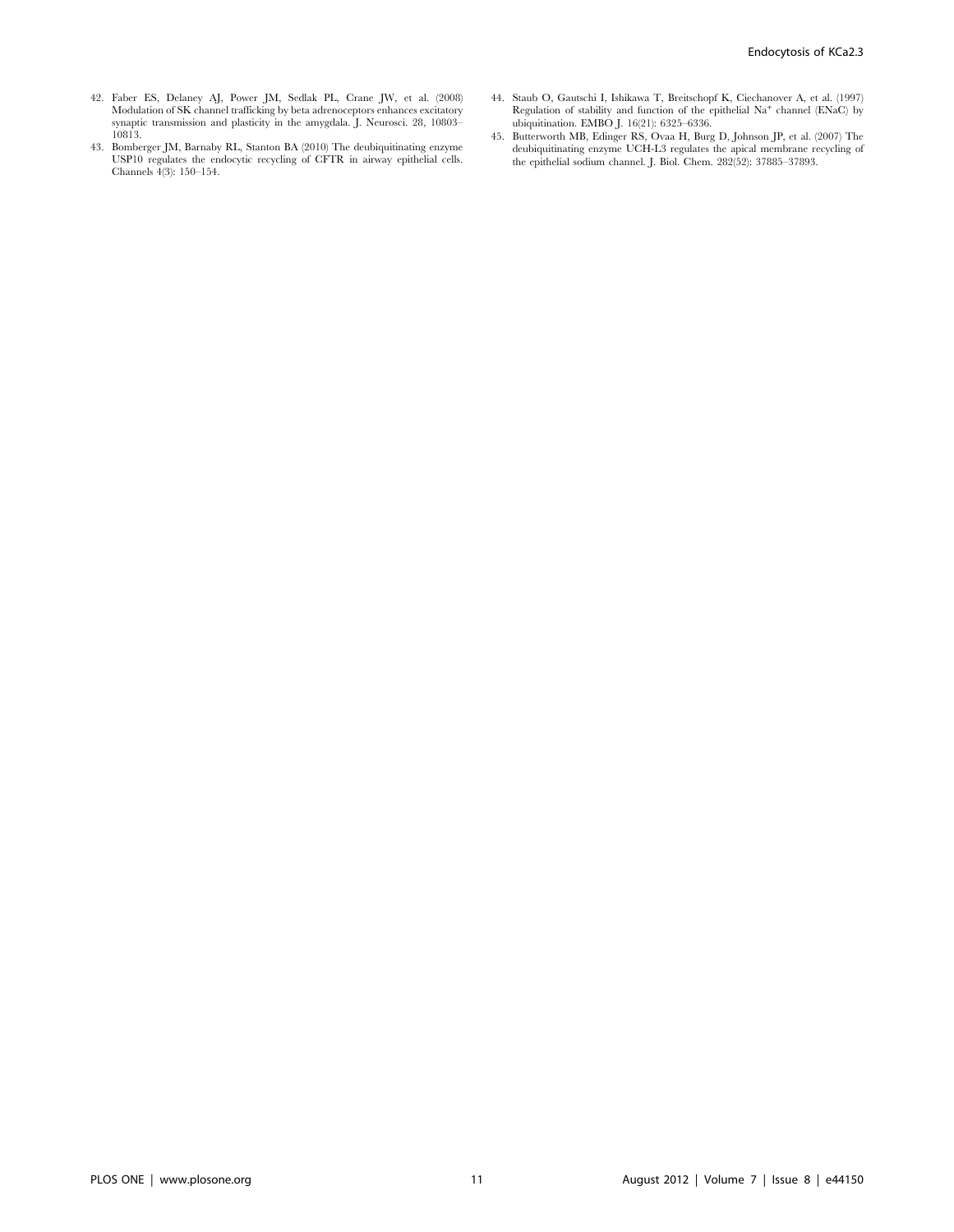42. Faber ES, Delaney AJ, Power JM, Sedlak PL, Crane JW, et al. (2008) Modulation of SK channel trafficking by beta adrenoceptors enhances excitatory synaptic transmission and plasticity in the amygdala. J. Neurosci. 28, 10803–10813.
43. Bomberger JM, Barnaby RL, Stanton BA (2010) The deubiquitinating enzyme USP10 regulates the endocytic recycling of CFTR in airway epithelial cells. Channels 4(3): 150–154.
44. Staub O, Gautschi I, Ishikawa T, Breitschopf K, Ciechanover A, et al. (1997) Regulation of stability and function of the epithelial $Na^+$ channel (ENaC) by ubiquitination. EMBO J. 16(21): 6325–6336.
45. Butterworth MB, Edinger RS, Ovaa H, Burg D, Johnson JP, et al. (2007) The deubiquitinating enzyme UCH-L3 regulates the apical membrane recycling of the epithelial sodium channel. J. Biol. Chem. 282(52): 37885–37893.